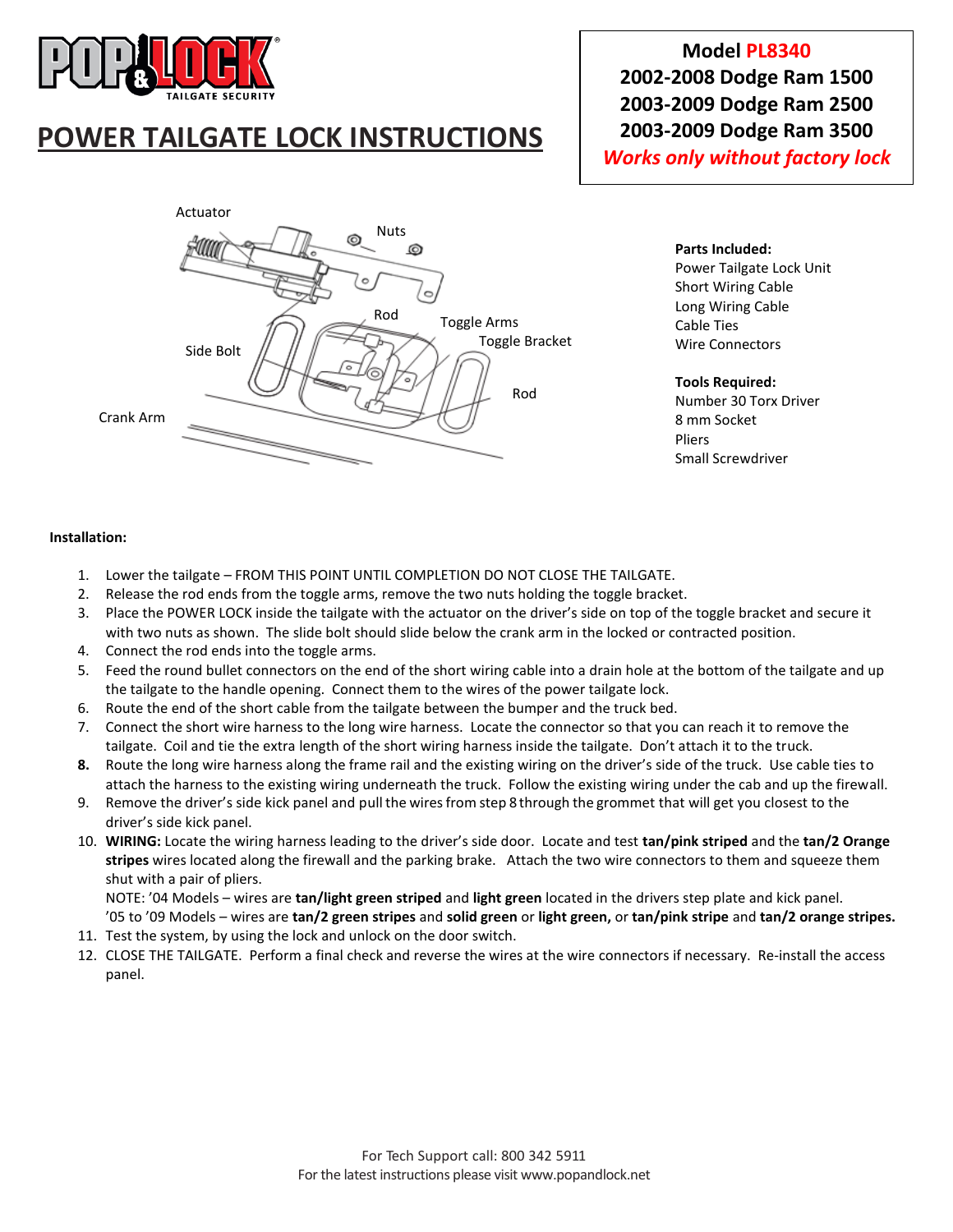POP & LOCK
TAILGATE SECURITY

# POWER TAILGATE LOCK INSTRUCTIONS

**Model PL8340**
**2002-2008 Dodge Ram 1500**
**2003-2009 Dodge Ram 2500**
**2003-2009 Dodge Ram 3500**
***Works only without factory lock***

Actuator
Nuts
Rod
Toggle Arms
Toggle Bracket
Side Bolt
Rod
Crank Arm

**Parts Included:**
Power Tailgate Lock Unit
Short Wiring Cable
Long Wiring Cable
Cable Ties
Wire Connectors

**Tools Required:**
Number 30 Torx Driver
8 mm Socket
Pliers
Small Screwdriver

**Installation:**

1. Lower the tailgate – FROM THIS POINT UNTIL COMPLETION DO NOT CLOSE THE TAILGATE.
2. Release the rod ends from the toggle arms, remove the two nuts holding the toggle bracket.
3. Place the POWER LOCK inside the tailgate with the actuator on the driver's side on top of the toggle bracket and secure it with two nuts as shown. The slide bolt should slide below the crank arm in the locked or contracted position.
4. Connect the rod ends into the toggle arms.
5. Feed the round bullet connectors on the end of the short wiring cable into a drain hole at the bottom of the tailgate and up the tailgate to the handle opening. Connect them to the wires of the power tailgate lock.
6. Route the end of the short cable from the tailgate between the bumper and the truck bed.
7. Connect the short wire harness to the long wire harness. Locate the connector so that you can reach it to remove the tailgate. Coil and tie the extra length of the short wiring harness inside the tailgate. Don't attach it to the truck.
8. Route the long wire harness along the frame rail and the existing wiring on the driver's side of the truck. Use cable ties to attach the harness to the existing wiring underneath the truck. Follow the existing wiring under the cab and up the firewall.
9. Remove the driver's side kick panel and pull the wires from step 8 through the grommet that will get you closest to the driver's side kick panel.
10. **WIRING:** Locate the wiring harness leading to the driver's side door. Locate and test **tan/pink striped** and the **tan/2 Orange stripes** wires located along the firewall and the parking brake. Attach the two wire connectors to them and squeeze them shut with a pair of pliers.
    NOTE: '04 Models – wires are **tan/light green striped** and **light green** located in the drivers step plate and kick panel.
    '05 to '09 Models – wires are **tan/2 green stripes** and **solid green** or **light green,** or **tan/pink stripe** and **tan/2 orange stripes.**
11. Test the system, by using the lock and unlock on the door switch.
12. CLOSE THE TAILGATE. Perform a final check and reverse the wires at the wire connectors if necessary. Re-install the access panel.

For Tech Support call: 800 342 5911
For the latest instructions please visit www.popandlock.net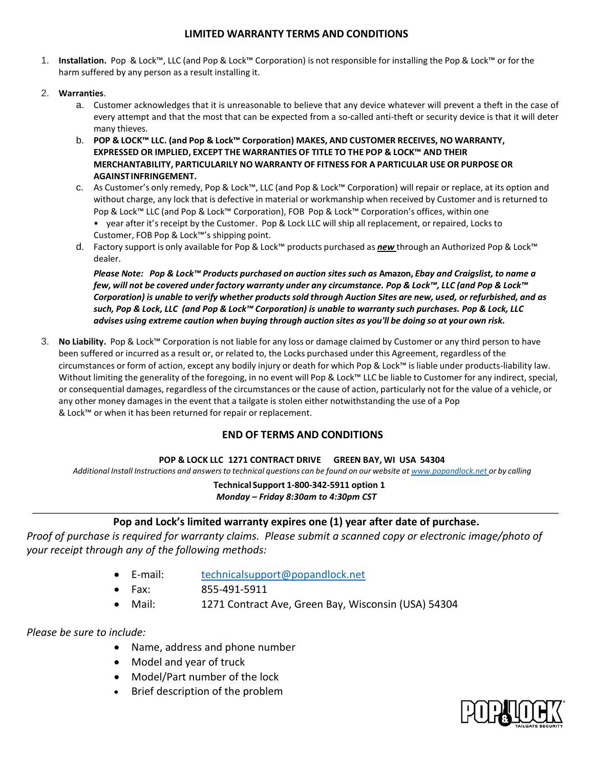## LIMITED WARRANTY TERMS AND CONDITIONS

1. **Installation.** Pop & Lock™, LLC (and Pop & Lock™ Corporation) is not responsible for installing the Pop & Lock™ or for the harm suffered by any person as a result installing it.

2. **Warranties**.
   a. Customer acknowledges that it is unreasonable to believe that any device whatever will prevent a theft in the case of every attempt and that the most that can be expected from a so-called anti-theft or security device is that it will deter many thieves.
   b. **POP & LOCK™ LLC. (and Pop & Lock™ Corporation) MAKES, AND CUSTOMER RECEIVES, NO WARRANTY, EXPRESSED OR IMPLIED, EXCEPT THE WARRANTIES OF TITLE TO THE POP & LOCK™ AND THEIR MERCHANTABILITY, PARTICULARILY NO WARRANTY OF FITNESS FOR A PARTICULAR USE OR PURPOSE OR AGAINST INFRINGEMENT.**
   c. As Customer's only remedy, Pop & Lock™, LLC (and Pop & Lock™ Corporation) will repair or replace, at its option and without charge, any lock that is defective in material or workmanship when received by Customer and is returned to Pop & Lock™ LLC (and Pop & Lock™ Corporation), FOB Pop & Lock™ Corporation's offices, within one
      - year after it's receipt by the Customer. Pop & Lock LLC will ship all replacement, or repaired, Locks to Customer, FOB Pop & Lock™'s shipping point.
   d. Factory support is only available for Pop & Lock™ products purchased as ***new*** through an Authorized Pop & Lock™ dealer.

      ***Please Note: Pop & Lock™ Products purchased on auction sites such as* Amazon, *Ebay and Craigslist, to name a few, will not be covered under factory warranty under any circumstance. Pop & Lock™, LLC (and Pop & Lock™ Corporation) is unable to verify whether products sold through Auction Sites are new, used, or refurbished, and as such, Pop & Lock, LLC (and Pop & Lock™ Corporation) is unable to warranty such purchases. Pop & Lock, LLC advises using extreme caution when buying through auction sites as you'll be doing so at your own risk.***

3. **No Liability.** Pop & Lock™ Corporation is not liable for any loss or damage claimed by Customer or any third person to have been suffered or incurred as a result or, or related to, the Locks purchased under this Agreement, regardless of the circumstances or form of action, except any bodily injury or death for which Pop & Lock™ is liable under products-liability law. Without limiting the generality of the foregoing, in no event will Pop & Lock™ LLC be liable to Customer for any indirect, special, or consequential damages, regardless of the circumstances or the cause of action, particularly not for the value of a vehicle, or any other money damages in the event that a tailgate is stolen either notwithstanding the use of a Pop & Lock™ or when it has been returned for repair or replacement.

### END OF TERMS AND CONDITIONS

**POP & LOCK LLC 1271 CONTRACT DRIVE GREEN BAY, WI USA 54304**

*Additional Install Instructions and answers to technical questions can be found on our website at www.popandlock.net or by calling*

**Technical Support 1-800-342-5911 option 1**

***Monday – Friday 8:30am to 4:30pm CST***

---

**Pop and Lock's limited warranty expires one (1) year after date of purchase.**

*Proof of purchase is required for warranty claims. Please submit a scanned copy or electronic image/photo of your receipt through any of the following methods:*

- E-mail: technicalsupport@popandlock.net
- Fax: 855-491-5911
- Mail: 1271 Contract Ave, Green Bay, Wisconsin (USA) 54304

*Please be sure to include:*

- Name, address and phone number
- Model and year of truck
- Model/Part number of the lock
- Brief description of the problem

POP & LOCK® TAILGATE SECURITY